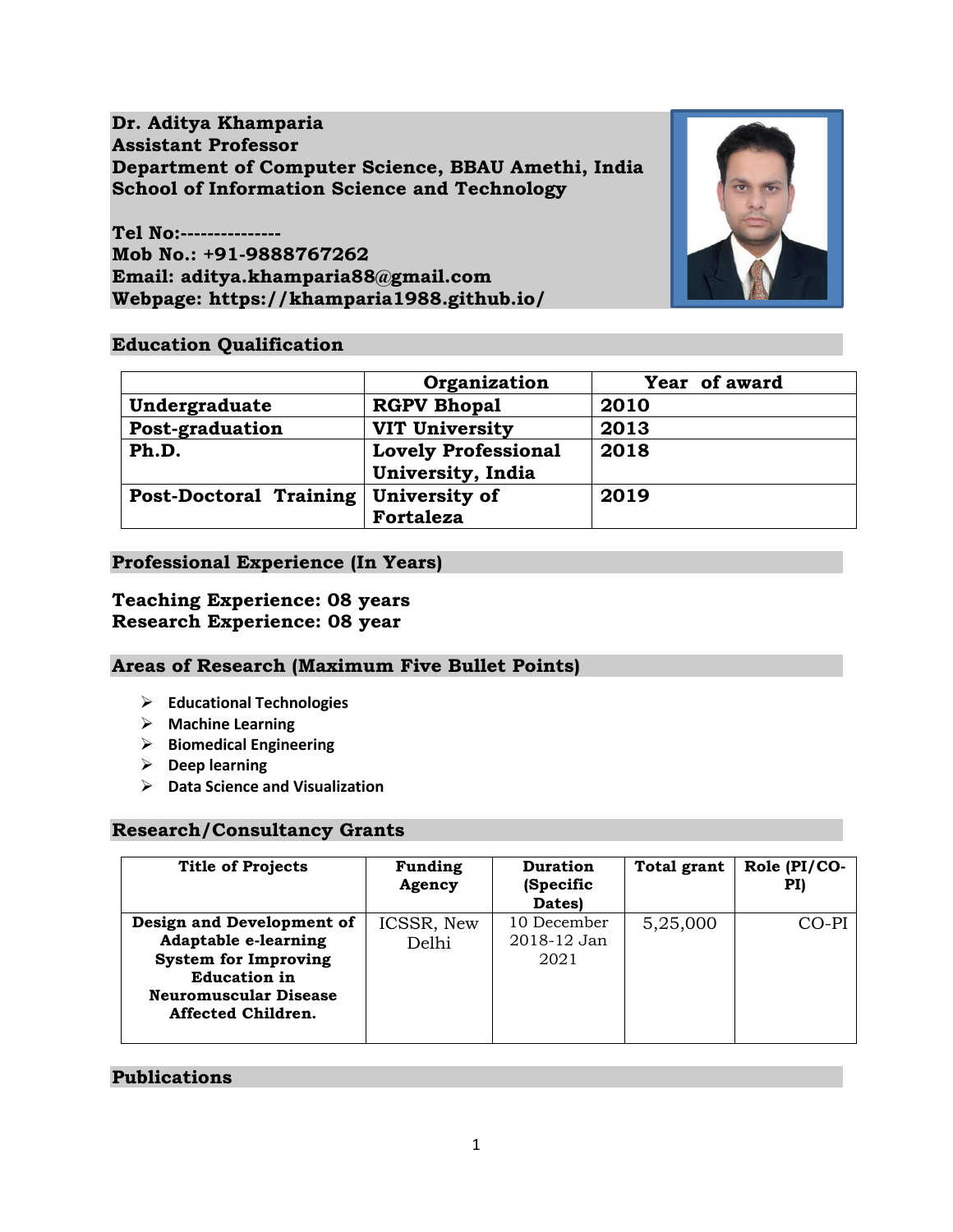**Dr. Aditya Khamparia**
**Assistant Professor**
**Department of Computer Science, BBAU Amethi, India**
**School of Information Science and Technology**

**Tel No:---------------**
**Mob No.: +91-9888767262**
**Email: aditya.khamparia88@gmail.com**
**Webpage: https://khamparia1988.github.io/**

## Education Qualification

| | Organization | Year of award |
|---|---|---|
| **Undergraduate** | **RGPV Bhopal** | **2010** |
| **Post-graduation** | **VIT University** | **2013** |
| **Ph.D.** | **Lovely Professional University, India** | **2018** |
| **Post-Doctoral Training** | **University of Fortaleza** | **2019** |

## Professional Experience (In Years)

**Teaching Experience: 08 years**
**Research Experience: 08 year**

## Areas of Research (Maximum Five Bullet Points)

- **Educational Technologies**
- **Machine Learning**
- **Biomedical Engineering**
- **Deep learning**
- **Data Science and Visualization**

## Research/Consultancy Grants

| Title of Projects | Funding Agency | Duration (Specific Dates) | Total grant | Role (PI/CO-PI) |
|---|---|---|---|---|
| **Design and Development of Adaptable e-learning System for Improving Education in Neuromuscular Disease Affected Children.** | ICSSR, New Delhi | 10 December 2018-12 Jan 2021 | 5,25,000 | CO-PI |

## Publications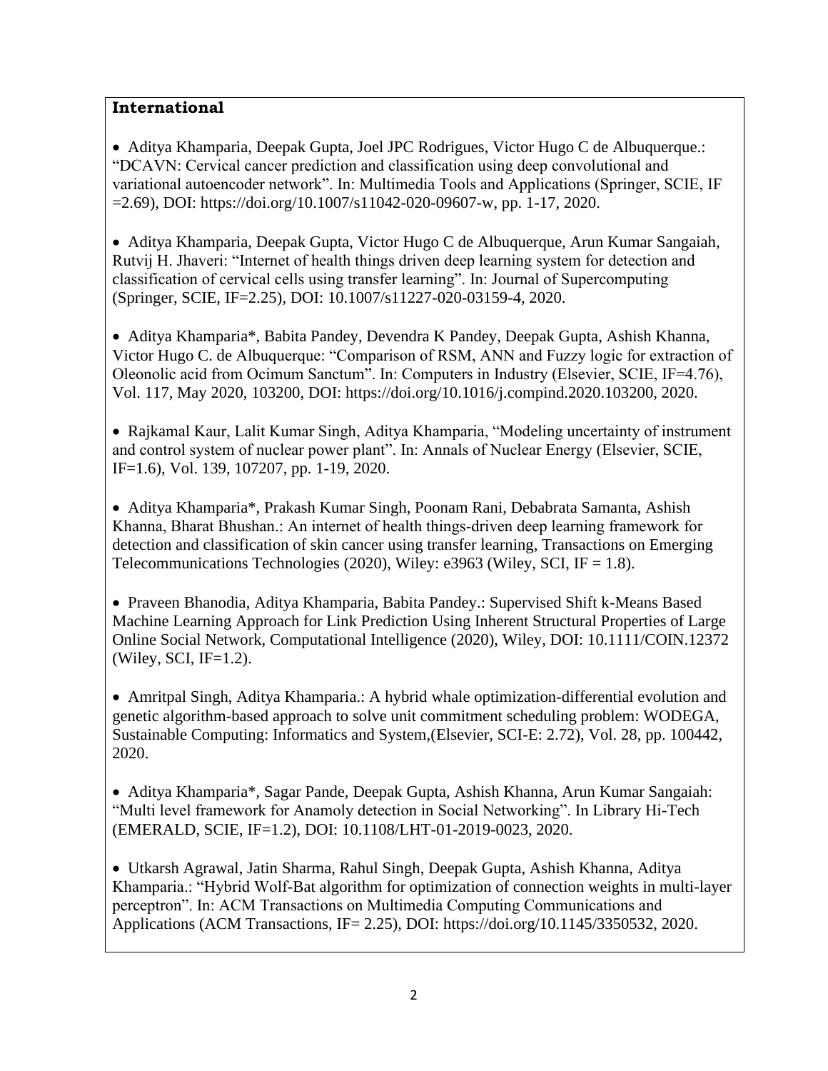**International**

- Aditya Khamparia, Deepak Gupta, Joel JPC Rodrigues, Victor Hugo C de Albuquerque.: "DCAVN: Cervical cancer prediction and classification using deep convolutional and variational autoencoder network". In: Multimedia Tools and Applications (Springer, SCIE, IF =2.69), DOI: https://doi.org/10.1007/s11042-020-09607-w, pp. 1-17, 2020.

- Aditya Khamparia, Deepak Gupta, Victor Hugo C de Albuquerque, Arun Kumar Sangaiah, Rutvij H. Jhaveri: "Internet of health things driven deep learning system for detection and classification of cervical cells using transfer learning". In: Journal of Supercomputing (Springer, SCIE, IF=2.25), DOI: 10.1007/s11227-020-03159-4, 2020.

- Aditya Khamparia*, Babita Pandey, Devendra K Pandey, Deepak Gupta, Ashish Khanna, Victor Hugo C. de Albuquerque: "Comparison of RSM, ANN and Fuzzy logic for extraction of Oleonolic acid from Ocimum Sanctum". In: Computers in Industry (Elsevier, SCIE, IF=4.76), Vol. 117, May 2020, 103200, DOI: https://doi.org/10.1016/j.compind.2020.103200, 2020.

- Rajkamal Kaur, Lalit Kumar Singh, Aditya Khamparia, "Modeling uncertainty of instrument and control system of nuclear power plant". In: Annals of Nuclear Energy (Elsevier, SCIE, IF=1.6), Vol. 139, 107207, pp. 1-19, 2020.

- Aditya Khamparia*, Prakash Kumar Singh, Poonam Rani, Debabrata Samanta, Ashish Khanna, Bharat Bhushan.: An internet of health things-driven deep learning framework for detection and classification of skin cancer using transfer learning, Transactions on Emerging Telecommunications Technologies (2020), Wiley: e3963 (Wiley, SCI, IF = 1.8).

- Praveen Bhanodia, Aditya Khamparia, Babita Pandey.: Supervised Shift k-Means Based Machine Learning Approach for Link Prediction Using Inherent Structural Properties of Large Online Social Network, Computational Intelligence (2020), Wiley, DOI: 10.1111/COIN.12372 (Wiley, SCI, IF=1.2).

- Amritpal Singh, Aditya Khamparia.: A hybrid whale optimization-differential evolution and genetic algorithm-based approach to solve unit commitment scheduling problem: WODEGA, Sustainable Computing: Informatics and System,(Elsevier, SCI-E: 2.72), Vol. 28, pp. 100442, 2020.

- Aditya Khamparia*, Sagar Pande, Deepak Gupta, Ashish Khanna, Arun Kumar Sangaiah: "Multi level framework for Anamoly detection in Social Networking". In Library Hi-Tech (EMERALD, SCIE, IF=1.2), DOI: 10.1108/LHT-01-2019-0023, 2020.

- Utkarsh Agrawal, Jatin Sharma, Rahul Singh, Deepak Gupta, Ashish Khanna, Aditya Khamparia.: "Hybrid Wolf-Bat algorithm for optimization of connection weights in multi-layer perceptron". In: ACM Transactions on Multimedia Computing Communications and Applications (ACM Transactions, IF= 2.25), DOI: https://doi.org/10.1145/3350532, 2020.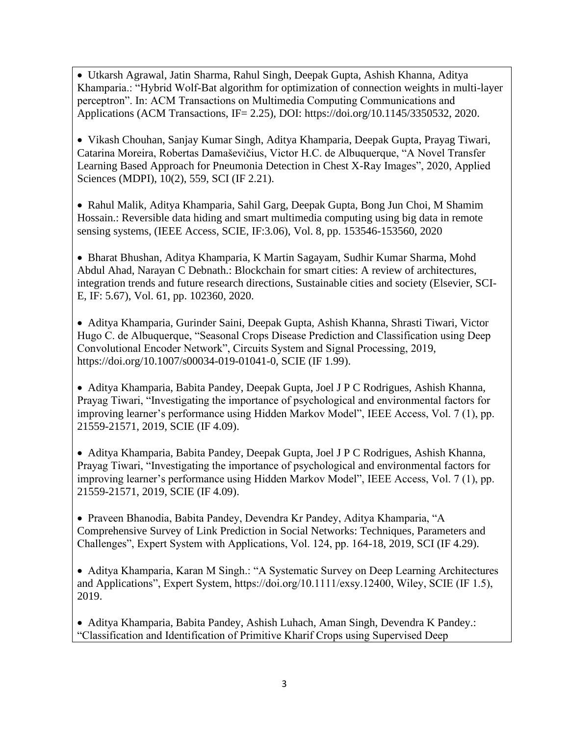- Utkarsh Agrawal, Jatin Sharma, Rahul Singh, Deepak Gupta, Ashish Khanna, Aditya Khamparia.: "Hybrid Wolf-Bat algorithm for optimization of connection weights in multi-layer perceptron". In: ACM Transactions on Multimedia Computing Communications and Applications (ACM Transactions, IF= 2.25), DOI: https://doi.org/10.1145/3350532, 2020.

- Vikash Chouhan, Sanjay Kumar Singh, Aditya Khamparia, Deepak Gupta, Prayag Tiwari, Catarina Moreira, Robertas Damaševičius, Victor H.C. de Albuquerque, "A Novel Transfer Learning Based Approach for Pneumonia Detection in Chest X-Ray Images", 2020, Applied Sciences (MDPI), 10(2), 559, SCI (IF 2.21).

- Rahul Malik, Aditya Khamparia, Sahil Garg, Deepak Gupta, Bong Jun Choi, M Shamim Hossain.: Reversible data hiding and smart multimedia computing using big data in remote sensing systems, (IEEE Access, SCIE, IF:3.06), Vol. 8, pp. 153546-153560, 2020

- Bharat Bhushan, Aditya Khamparia, K Martin Sagayam, Sudhir Kumar Sharma, Mohd Abdul Ahad, Narayan C Debnath.: Blockchain for smart cities: A review of architectures, integration trends and future research directions, Sustainable cities and society (Elsevier, SCI-E, IF: 5.67), Vol. 61, pp. 102360, 2020.

- Aditya Khamparia, Gurinder Saini, Deepak Gupta, Ashish Khanna, Shrasti Tiwari, Victor Hugo C. de Albuquerque, "Seasonal Crops Disease Prediction and Classification using Deep Convolutional Encoder Network", Circuits System and Signal Processing, 2019, https://doi.org/10.1007/s00034-019-01041-0, SCIE (IF 1.99).

- Aditya Khamparia, Babita Pandey, Deepak Gupta, Joel J P C Rodrigues, Ashish Khanna, Prayag Tiwari, "Investigating the importance of psychological and environmental factors for improving learner's performance using Hidden Markov Model", IEEE Access, Vol. 7 (1), pp. 21559-21571, 2019, SCIE (IF 4.09).

- Aditya Khamparia, Babita Pandey, Deepak Gupta, Joel J P C Rodrigues, Ashish Khanna, Prayag Tiwari, "Investigating the importance of psychological and environmental factors for improving learner's performance using Hidden Markov Model", IEEE Access, Vol. 7 (1), pp. 21559-21571, 2019, SCIE (IF 4.09).

- Praveen Bhanodia, Babita Pandey, Devendra Kr Pandey, Aditya Khamparia, "A Comprehensive Survey of Link Prediction in Social Networks: Techniques, Parameters and Challenges", Expert System with Applications, Vol. 124, pp. 164-18, 2019, SCI (IF 4.29).

- Aditya Khamparia, Karan M Singh.: "A Systematic Survey on Deep Learning Architectures and Applications", Expert System, https://doi.org/10.1111/exsy.12400, Wiley, SCIE (IF 1.5), 2019.

- Aditya Khamparia, Babita Pandey, Ashish Luhach, Aman Singh, Devendra K Pandey.: "Classification and Identification of Primitive Kharif Crops using Supervised Deep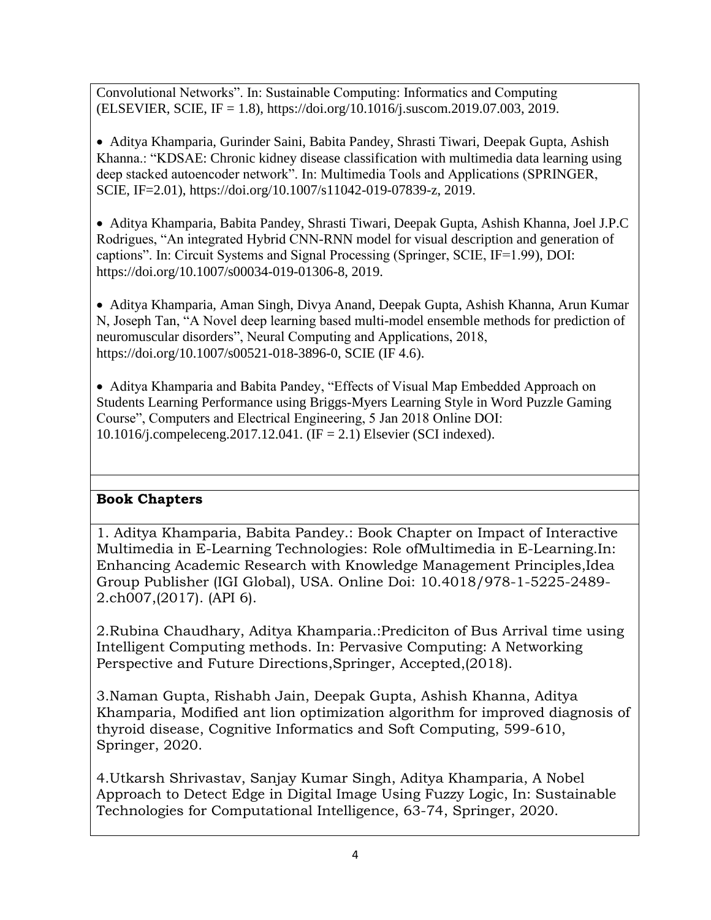Convolutional Networks". In: Sustainable Computing: Informatics and Computing (ELSEVIER, SCIE, IF = 1.8), https://doi.org/10.1016/j.suscom.2019.07.003, 2019.

- Aditya Khamparia, Gurinder Saini, Babita Pandey, Shrasti Tiwari, Deepak Gupta, Ashish Khanna.: "KDSAE: Chronic kidney disease classification with multimedia data learning using deep stacked autoencoder network". In: Multimedia Tools and Applications (SPRINGER, SCIE, IF=2.01), https://doi.org/10.1007/s11042-019-07839-z, 2019.

- Aditya Khamparia, Babita Pandey, Shrasti Tiwari, Deepak Gupta, Ashish Khanna, Joel J.P.C Rodrigues, "An integrated Hybrid CNN-RNN model for visual description and generation of captions". In: Circuit Systems and Signal Processing (Springer, SCIE, IF=1.99), DOI: https://doi.org/10.1007/s00034-019-01306-8, 2019.

- Aditya Khamparia, Aman Singh, Divya Anand, Deepak Gupta, Ashish Khanna, Arun Kumar N, Joseph Tan, "A Novel deep learning based multi-model ensemble methods for prediction of neuromuscular disorders", Neural Computing and Applications, 2018, https://doi.org/10.1007/s00521-018-3896-0, SCIE (IF 4.6).

- Aditya Khamparia and Babita Pandey, "Effects of Visual Map Embedded Approach on Students Learning Performance using Briggs-Myers Learning Style in Word Puzzle Gaming Course", Computers and Electrical Engineering, 5 Jan 2018 Online DOI: 10.1016/j.compeleceng.2017.12.041. (IF = 2.1) Elsevier (SCI indexed).

**Book Chapters**

1. Aditya Khamparia, Babita Pandey.: Book Chapter on Impact of Interactive Multimedia in E-Learning Technologies: Role ofMultimedia in E-Learning.In: Enhancing Academic Research with Knowledge Management Principles,Idea Group Publisher (IGI Global), USA. Online Doi: 10.4018/978-1-5225-2489-2.ch007,(2017). (API 6).

2.Rubina Chaudhary, Aditya Khamparia.:Prediciton of Bus Arrival time using Intelligent Computing methods. In: Pervasive Computing: A Networking Perspective and Future Directions,Springer, Accepted,(2018).

3.Naman Gupta, Rishabh Jain, Deepak Gupta, Ashish Khanna, Aditya Khamparia, Modified ant lion optimization algorithm for improved diagnosis of thyroid disease, Cognitive Informatics and Soft Computing, 599-610, Springer, 2020.

4.Utkarsh Shrivastav, Sanjay Kumar Singh, Aditya Khamparia, A Nobel Approach to Detect Edge in Digital Image Using Fuzzy Logic, In: Sustainable Technologies for Computational Intelligence, 63-74, Springer, 2020.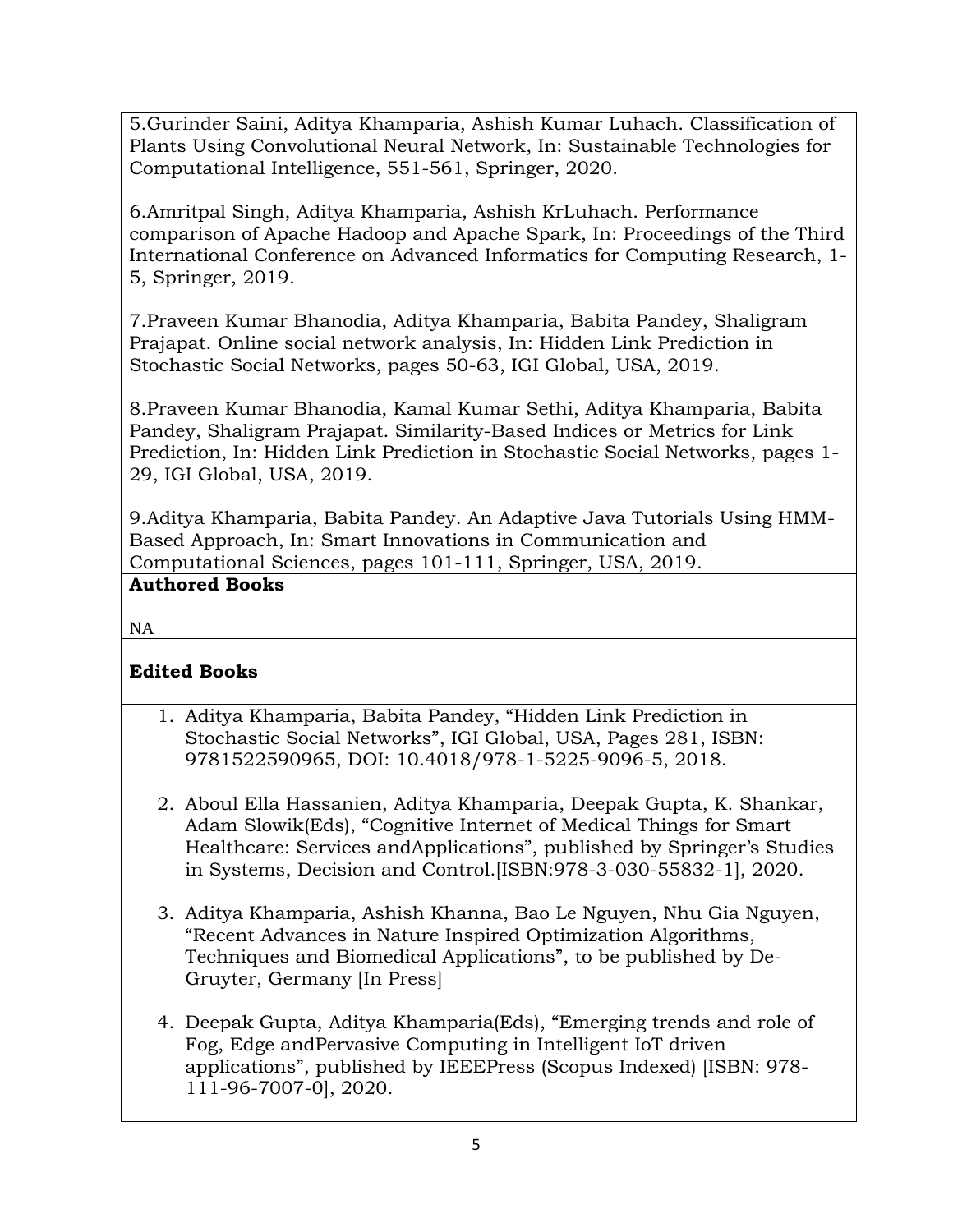5.Gurinder Saini, Aditya Khamparia, Ashish Kumar Luhach. Classification of Plants Using Convolutional Neural Network, In: Sustainable Technologies for Computational Intelligence, 551-561, Springer, 2020.

6.Amritpal Singh, Aditya Khamparia, Ashish KrLuhach. Performance comparison of Apache Hadoop and Apache Spark, In: Proceedings of the Third International Conference on Advanced Informatics for Computing Research, 1-5, Springer, 2019.

7.Praveen Kumar Bhanodia, Aditya Khamparia, Babita Pandey, Shaligram Prajapat. Online social network analysis, In: Hidden Link Prediction in Stochastic Social Networks, pages 50-63, IGI Global, USA, 2019.

8.Praveen Kumar Bhanodia, Kamal Kumar Sethi, Aditya Khamparia, Babita Pandey, Shaligram Prajapat. Similarity-Based Indices or Metrics for Link Prediction, In: Hidden Link Prediction in Stochastic Social Networks, pages 1-29, IGI Global, USA, 2019.

9.Aditya Khamparia, Babita Pandey. An Adaptive Java Tutorials Using HMM-Based Approach, In: Smart Innovations in Communication and Computational Sciences, pages 101-111, Springer, USA, 2019.

**Authored Books**

NA

**Edited Books**

1. Aditya Khamparia, Babita Pandey, "Hidden Link Prediction in Stochastic Social Networks", IGI Global, USA, Pages 281, ISBN: 9781522590965, DOI: 10.4018/978-1-5225-9096-5, 2018.

2. Aboul Ella Hassanien, Aditya Khamparia, Deepak Gupta, K. Shankar, Adam Slowik(Eds), "Cognitive Internet of Medical Things for Smart Healthcare: Services andApplications", published by Springer's Studies in Systems, Decision and Control.[ISBN:978-3-030-55832-1], 2020.

3. Aditya Khamparia, Ashish Khanna, Bao Le Nguyen, Nhu Gia Nguyen, "Recent Advances in Nature Inspired Optimization Algorithms, Techniques and Biomedical Applications", to be published by De-Gruyter, Germany [In Press]

4. Deepak Gupta, Aditya Khamparia(Eds), "Emerging trends and role of Fog, Edge andPervasive Computing in Intelligent IoT driven applications", published by IEEEPress (Scopus Indexed) [ISBN: 978-111-96-7007-0], 2020.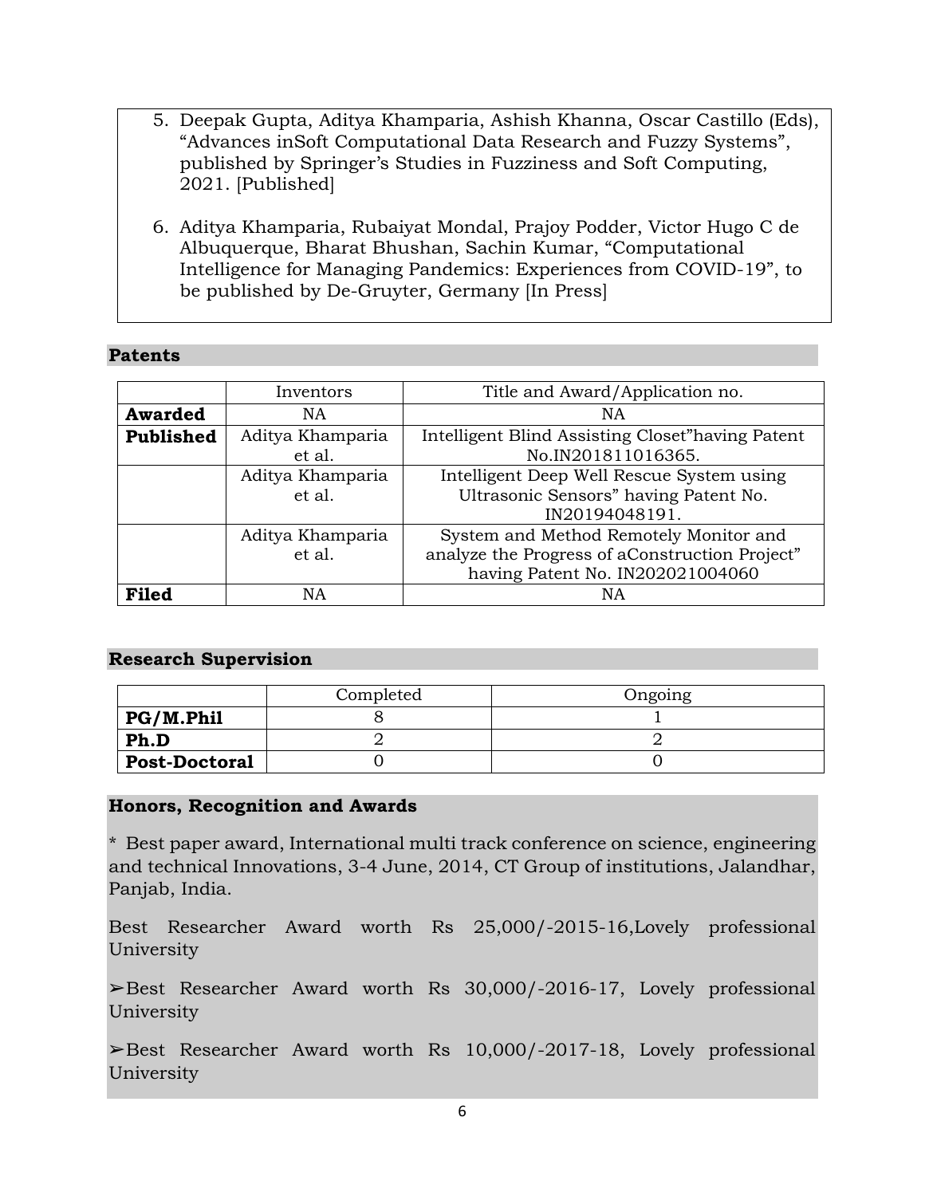5. Deepak Gupta, Aditya Khamparia, Ashish Khanna, Oscar Castillo (Eds), "Advances inSoft Computational Data Research and Fuzzy Systems", published by Springer's Studies in Fuzziness and Soft Computing, 2021. [Published]

6. Aditya Khamparia, Rubaiyat Mondal, Prajoy Podder, Victor Hugo C de Albuquerque, Bharat Bhushan, Sachin Kumar, "Computational Intelligence for Managing Pandemics: Experiences from COVID-19", to be published by De-Gruyter, Germany [In Press]

## Patents

| | Inventors | Title and Award/Application no. |
|---|---|---|
| **Awarded** | NA | NA |
| **Published** | Aditya Khamparia et al. | Intelligent Blind Assisting Closet"having Patent No.IN201811016365. |
| | Aditya Khamparia et al. | Intelligent Deep Well Rescue System using Ultrasonic Sensors" having Patent No. IN20194048191. |
| | Aditya Khamparia et al. | System and Method Remotely Monitor and analyze the Progress of aConstruction Project" having Patent No. IN202021004060 |
| **Filed** | NA | NA |

## Research Supervision

| | Completed | Ongoing |
|---|---|---|
| **PG/M.Phil** | 8 | 1 |
| **Ph.D** | 2 | 2 |
| **Post-Doctoral** | 0 | 0 |

## Honors, Recognition and Awards

* Best paper award, International multi track conference on science, engineering and technical Innovations, 3-4 June, 2014, CT Group of institutions, Jalandhar, Panjab, India.

Best Researcher Award worth Rs 25,000/-2015-16,Lovely professional University

➢Best Researcher Award worth Rs 30,000/-2016-17, Lovely professional University

➢Best Researcher Award worth Rs 10,000/-2017-18, Lovely professional University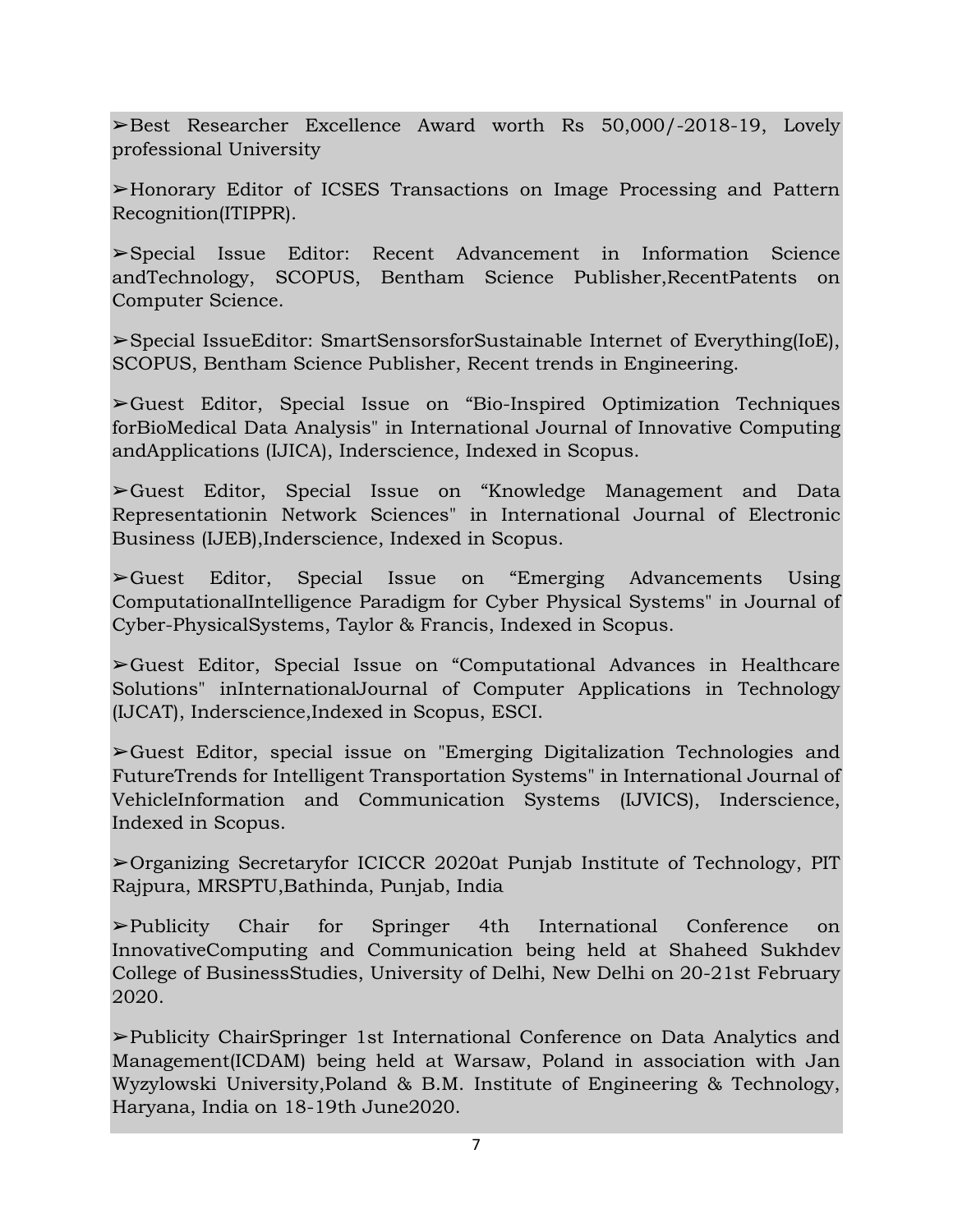➢Best Researcher Excellence Award worth Rs 50,000/-2018-19, Lovely professional University

➢Honorary Editor of ICSES Transactions on Image Processing and Pattern Recognition(ITIPPR).

➢Special Issue Editor: Recent Advancement in Information Science andTechnology, SCOPUS, Bentham Science Publisher,RecentPatents on Computer Science.

➢Special IssueEditor: SmartSensorsforSustainable Internet of Everything(IoE), SCOPUS, Bentham Science Publisher, Recent trends in Engineering.

➢Guest Editor, Special Issue on "Bio-Inspired Optimization Techniques forBioMedical Data Analysis" in International Journal of Innovative Computing andApplications (IJICA), Inderscience, Indexed in Scopus.

➢Guest Editor, Special Issue on "Knowledge Management and Data Representationin Network Sciences" in International Journal of Electronic Business (IJEB),Inderscience, Indexed in Scopus.

➢Guest Editor, Special Issue on "Emerging Advancements Using ComputationalIntelligence Paradigm for Cyber Physical Systems" in Journal of Cyber-PhysicalSystems, Taylor & Francis, Indexed in Scopus.

➢Guest Editor, Special Issue on "Computational Advances in Healthcare Solutions" inInternationalJournal of Computer Applications in Technology (IJCAT), Inderscience,Indexed in Scopus, ESCI.

➢Guest Editor, special issue on "Emerging Digitalization Technologies and FutureTrends for Intelligent Transportation Systems" in International Journal of VehicleInformation and Communication Systems (IJVICS), Inderscience, Indexed in Scopus.

➢Organizing Secretaryfor ICICCR 2020at Punjab Institute of Technology, PIT Rajpura, MRSPTU,Bathinda, Punjab, India

➢Publicity Chair for Springer 4th International Conference on InnovativeComputing and Communication being held at Shaheed Sukhdev College of BusinessStudies, University of Delhi, New Delhi on 20-21st February 2020.

➢Publicity ChairSpringer 1st International Conference on Data Analytics and Management(ICDAM) being held at Warsaw, Poland in association with Jan Wyzylowski University,Poland & B.M. Institute of Engineering & Technology, Haryana, India on 18-19th June2020.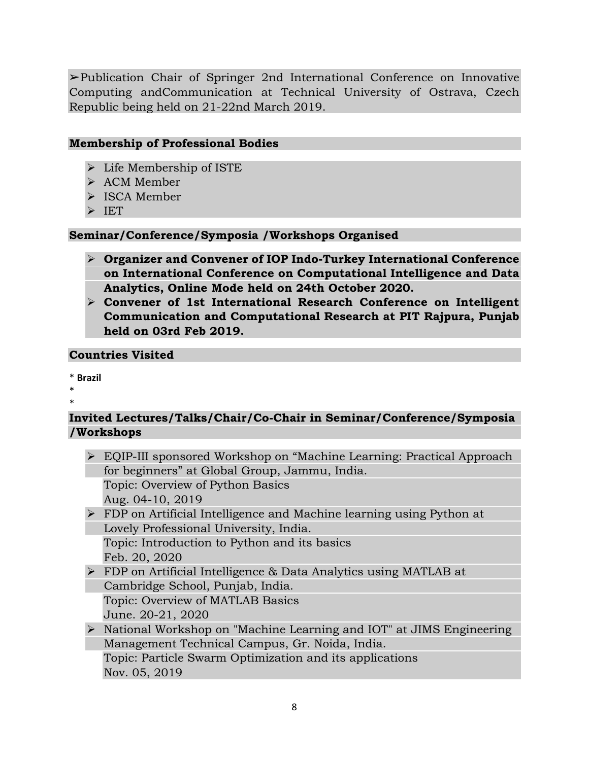➢Publication Chair of Springer 2nd International Conference on Innovative Computing andCommunication at Technical University of Ostrava, Czech Republic being held on 21-22nd March 2019.

**Membership of Professional Bodies**

- ➢ Life Membership of ISTE
- ➢ ACM Member
- ➢ ISCA Member
- ➢ IET

**Seminar/Conference/Symposia /Workshops Organised**

- ➢ **Organizer and Convener of IOP Indo-Turkey International Conference on International Conference on Computational Intelligence and Data Analytics, Online Mode held on 24th October 2020.**
- ➢ **Convener of 1st International Research Conference on Intelligent Communication and Computational Research at PIT Rajpura, Punjab held on 03rd Feb 2019.**

**Countries Visited**

* **Brazil**
*
*

**Invited Lectures/Talks/Chair/Co-Chair in Seminar/Conference/Symposia /Workshops**

- ➢ EQIP-III sponsored Workshop on "Machine Learning: Practical Approach for beginners" at Global Group, Jammu, India.
  Topic: Overview of Python Basics
  Aug. 04-10, 2019
- ➢ FDP on Artificial Intelligence and Machine learning using Python at Lovely Professional University, India.
  Topic: Introduction to Python and its basics
  Feb. 20, 2020
- ➢ FDP on Artificial Intelligence & Data Analytics using MATLAB at Cambridge School, Punjab, India.
  Topic: Overview of MATLAB Basics
  June. 20-21, 2020
- ➢ National Workshop on "Machine Learning and IOT" at JIMS Engineering Management Technical Campus, Gr. Noida, India.
  Topic: Particle Swarm Optimization and its applications
  Nov. 05, 2019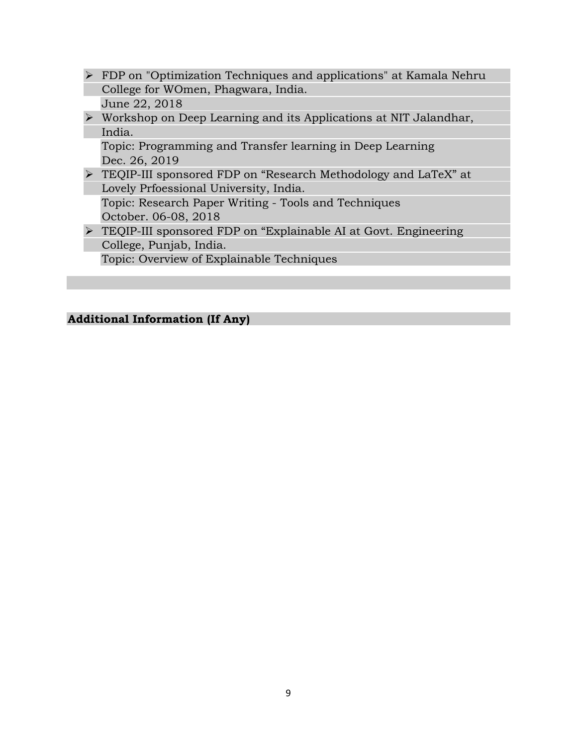- FDP on "Optimization Techniques and applications" at Kamala Nehru College for WOmen, Phagwara, India.
  June 22, 2018
- Workshop on Deep Learning and its Applications at NIT Jalandhar, India.
  Topic: Programming and Transfer learning in Deep Learning
  Dec. 26, 2019
- TEQIP-III sponsored FDP on "Research Methodology and LaTeX" at Lovely Prfoessional University, India.
  Topic: Research Paper Writing - Tools and Techniques
  October. 06-08, 2018
- TEQIP-III sponsored FDP on "Explainable AI at Govt. Engineering College, Punjab, India.
  Topic: Overview of Explainable Techniques

**Additional Information (If Any)**